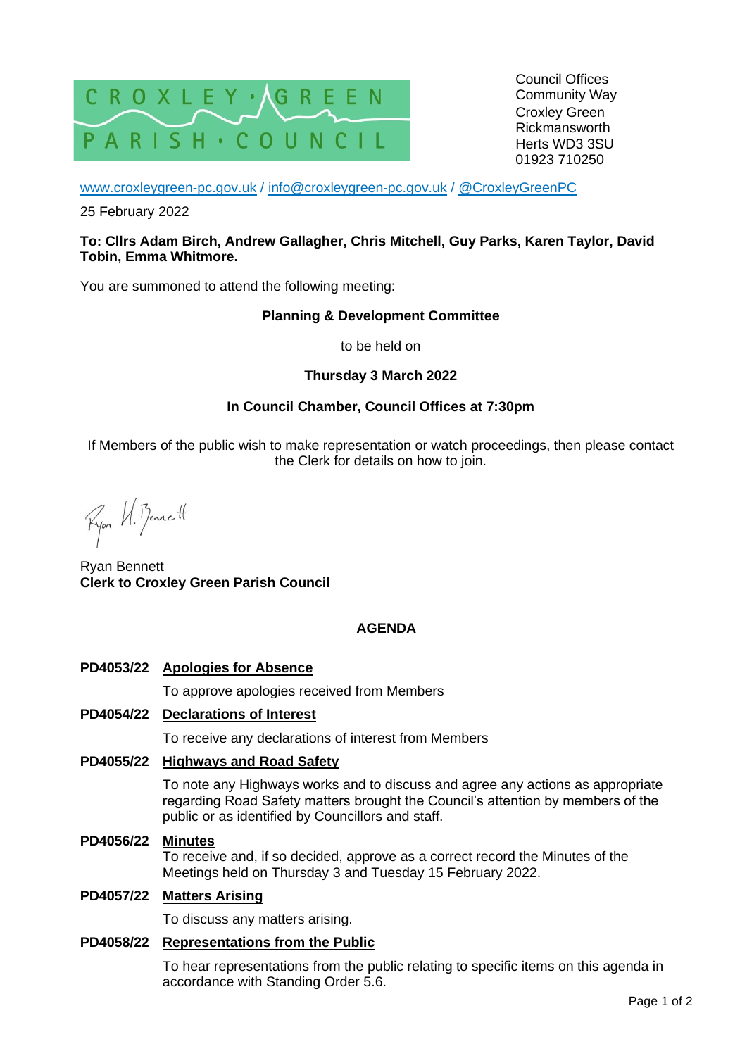CROXLEY GREEN PARISH COUNCIL

Council Offices
Community Way
Croxley Green
Rickmansworth
Herts WD3 3SU
01923 710250

www.croxleygreen-pc.gov.uk / info@croxleygreen-pc.gov.uk / @CroxleyGreenPC

25 February 2022

**To: Cllrs Adam Birch, Andrew Gallagher, Chris Mitchell, Guy Parks, Karen Taylor, David Tobin, Emma Whitmore.**

You are summoned to attend the following meeting:

**Planning & Development Committee**

to be held on

**Thursday 3 March 2022**

**In Council Chamber, Council Offices at 7:30pm**

If Members of the public wish to make representation or watch proceedings, then please contact the Clerk for details on how to join.

Ryan H. Bennett

Ryan Bennett
**Clerk to Croxley Green Parish Council**

---

**AGENDA**

**PD4053/22 Apologies for Absence**

To approve apologies received from Members

**PD4054/22 Declarations of Interest**

To receive any declarations of interest from Members

**PD4055/22 Highways and Road Safety**

To note any Highways works and to discuss and agree any actions as appropriate regarding Road Safety matters brought the Council's attention by members of the public or as identified by Councillors and staff.

**PD4056/22 Minutes**

To receive and, if so decided, approve as a correct record the Minutes of the Meetings held on Thursday 3 and Tuesday 15 February 2022.

**PD4057/22 Matters Arising**

To discuss any matters arising.

**PD4058/22 Representations from the Public**

To hear representations from the public relating to specific items on this agenda in accordance with Standing Order 5.6.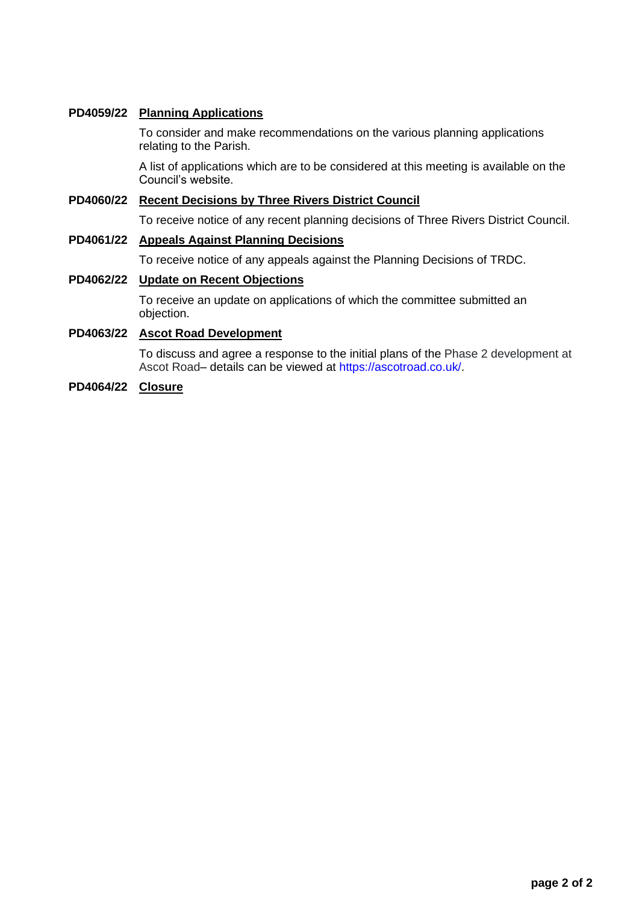**PD4059/22 Planning Applications**

To consider and make recommendations on the various planning applications relating to the Parish.

A list of applications which are to be considered at this meeting is available on the Council's website.

**PD4060/22 Recent Decisions by Three Rivers District Council**

To receive notice of any recent planning decisions of Three Rivers District Council.

**PD4061/22 Appeals Against Planning Decisions**

To receive notice of any appeals against the Planning Decisions of TRDC.

**PD4062/22 Update on Recent Objections**

To receive an update on applications of which the committee submitted an objection.

**PD4063/22 Ascot Road Development**

To discuss and agree a response to the initial plans of the Phase 2 development at Ascot Road– details can be viewed at https://ascotroad.co.uk/.

**PD4064/22 Closure**